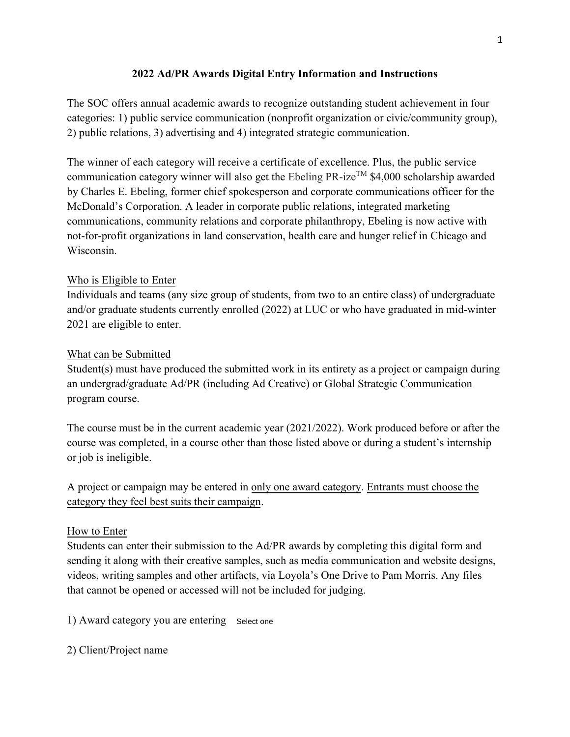# 2022 Ad/PR Awards Digital Entry Information and Instructions

The SOC offers annual academic awards to recognize outstanding student achievement in four categories: 1) public service communication (nonprofit organization or civic/community group), 2) public relations, 3) advertising and 4) integrated strategic communication.

The winner of each category will receive a certificate of excellence. Plus, the public service communication category winner will also get the Ebeling PR-ize™ $4,000 scholarship awarded by Charles E. Ebeling, former chief spokesperson and corporate communications officer for the McDonald's Corporation. A leader in corporate public relations, integrated marketing communications, community relations and corporate philanthropy, Ebeling is now active with not-for-profit organizations in land conservation, health care and hunger relief in Chicago and Wisconsin.

## Who is Eligible to Enter

Individuals and teams (any size group of students, from two to an entire class) of undergraduate and/or graduate students currently enrolled (2022) at LUC or who have graduated in mid-winter 2021 are eligible to enter.

## What can be Submitted

Student(s) must have produced the submitted work in its entirety as a project or campaign during an undergrad/graduate Ad/PR (including Ad Creative) or Global Strategic Communication program course.

The course must be in the current academic year (2021/2022). Work produced before or after the course was completed, in a course other than those listed above or during a student's internship or job is ineligible.

A project or campaign may be entered in only one award category. Entrants must choose the category they feel best suits their campaign.

## How to Enter

Students can enter their submission to the Ad/PR awards by completing this digital form and sending it along with their creative samples, such as media communication and website designs, videos, writing samples and other artifacts, via Loyola's One Drive to Pam Morris. Any files that cannot be opened or accessed will not be included for judging.

1) Award category you are entering Select one

2) Client/Project name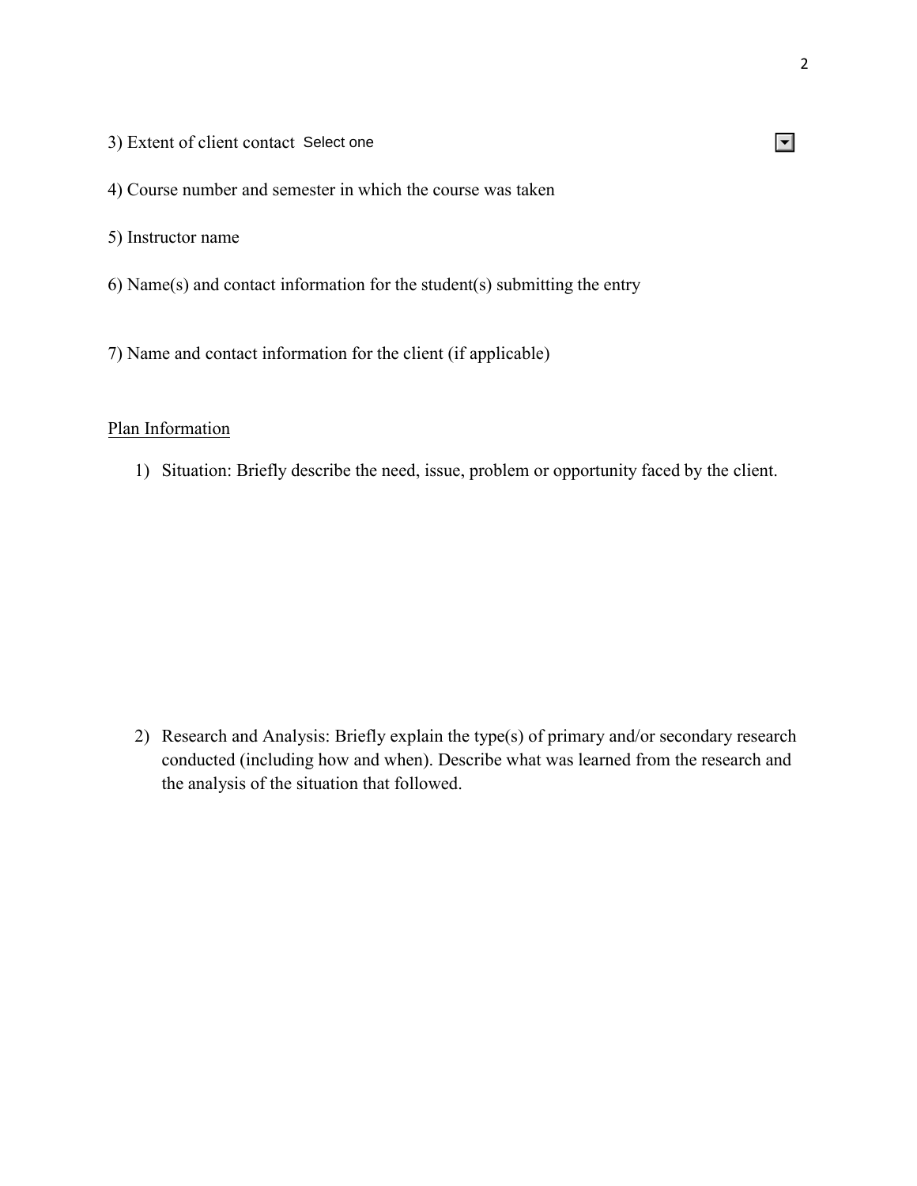3) Extent of client contact Select one

4) Course number and semester in which the course was taken

5) Instructor name

6) Name(s) and contact information for the student(s) submitting the entry

7) Name and contact information for the client (if applicable)

<u>Plan Information</u>

1) Situation: Briefly describe the need, issue, problem or opportunity faced by the client.

2) Research and Analysis: Briefly explain the type(s) of primary and/or secondary research conducted (including how and when). Describe what was learned from the research and the analysis of the situation that followed.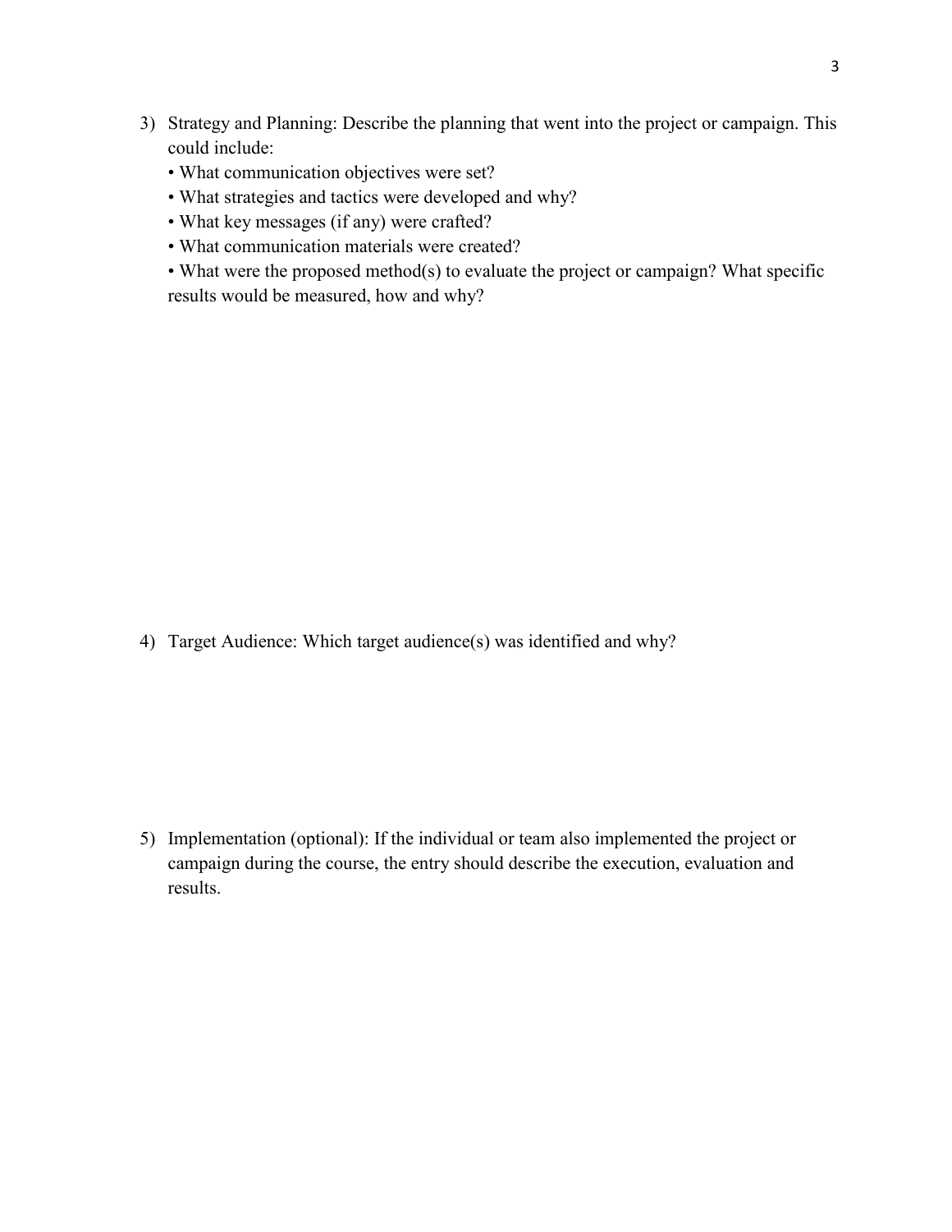3) Strategy and Planning: Describe the planning that went into the project or campaign. This could include:
   - What communication objectives were set?
   - What strategies and tactics were developed and why?
   - What key messages (if any) were crafted?
   - What communication materials were created?
   - What were the proposed method(s) to evaluate the project or campaign? What specific results would be measured, how and why?

4) Target Audience: Which target audience(s) was identified and why?

5) Implementation (optional): If the individual or team also implemented the project or campaign during the course, the entry should describe the execution, evaluation and results.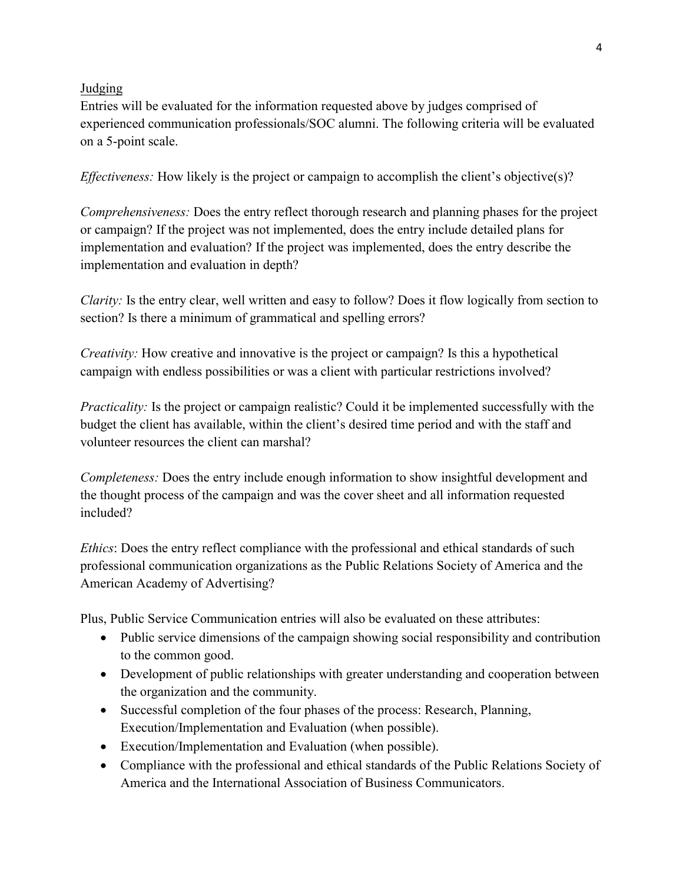## Judging

Entries will be evaluated for the information requested above by judges comprised of experienced communication professionals/SOC alumni. The following criteria will be evaluated on a 5-point scale.

*Effectiveness:* How likely is the project or campaign to accomplish the client's objective(s)?

*Comprehensiveness:* Does the entry reflect thorough research and planning phases for the project or campaign? If the project was not implemented, does the entry include detailed plans for implementation and evaluation? If the project was implemented, does the entry describe the implementation and evaluation in depth?

*Clarity:* Is the entry clear, well written and easy to follow? Does it flow logically from section to section? Is there a minimum of grammatical and spelling errors?

*Creativity:* How creative and innovative is the project or campaign? Is this a hypothetical campaign with endless possibilities or was a client with particular restrictions involved?

*Practicality:* Is the project or campaign realistic? Could it be implemented successfully with the budget the client has available, within the client's desired time period and with the staff and volunteer resources the client can marshal?

*Completeness:* Does the entry include enough information to show insightful development and the thought process of the campaign and was the cover sheet and all information requested included?

*Ethics*: Does the entry reflect compliance with the professional and ethical standards of such professional communication organizations as the Public Relations Society of America and the American Academy of Advertising?

Plus, Public Service Communication entries will also be evaluated on these attributes:

- Public service dimensions of the campaign showing social responsibility and contribution to the common good.
- Development of public relationships with greater understanding and cooperation between the organization and the community.
- Successful completion of the four phases of the process: Research, Planning, Execution/Implementation and Evaluation (when possible).
- Execution/Implementation and Evaluation (when possible).
- Compliance with the professional and ethical standards of the Public Relations Society of America and the International Association of Business Communicators.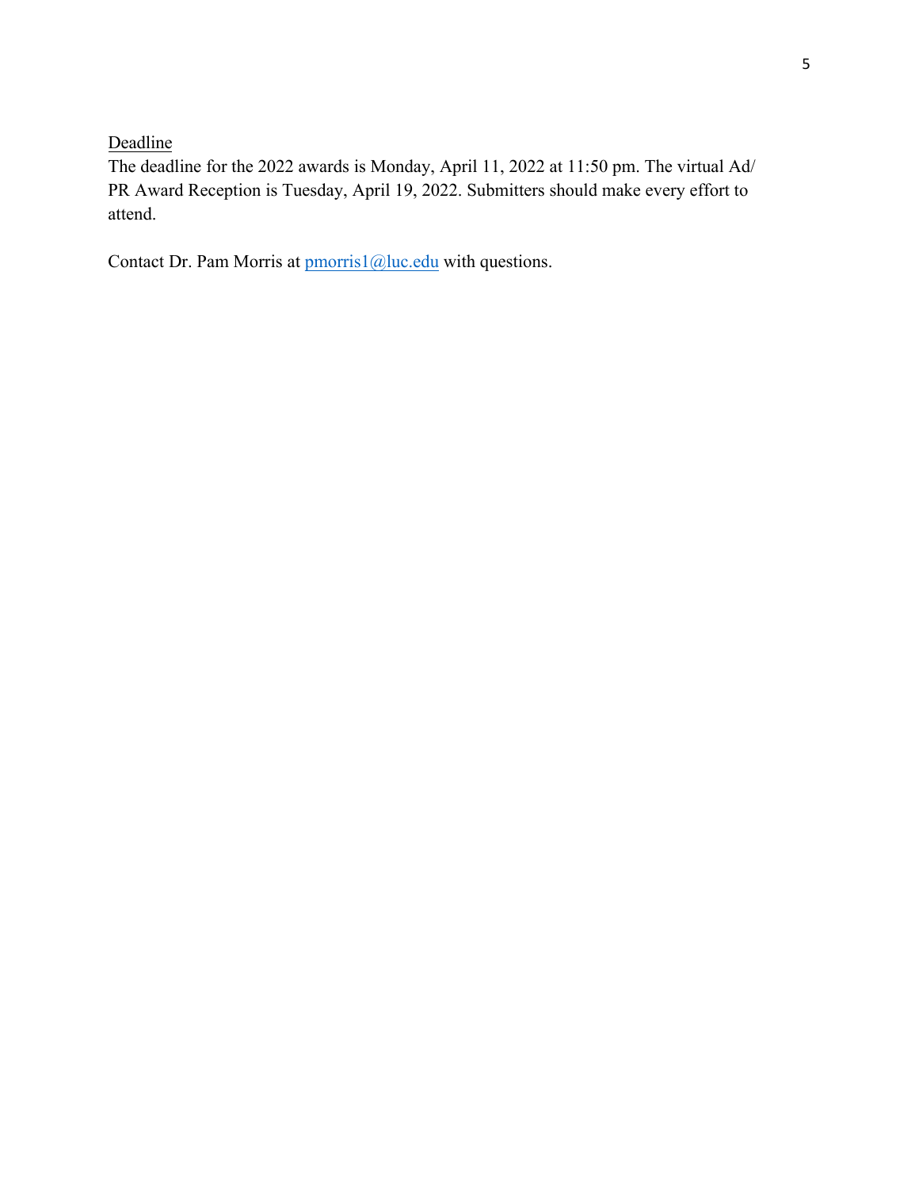<u>Deadline</u>

The deadline for the 2022 awards is Monday, April 11, 2022 at 11:50 pm. The virtual Ad/PR Award Reception is Tuesday, April 19, 2022. Submitters should make every effort to attend.

Contact Dr. Pam Morris at [pmorris1@luc.edu](mailto:pmorris1@luc.edu) with questions.